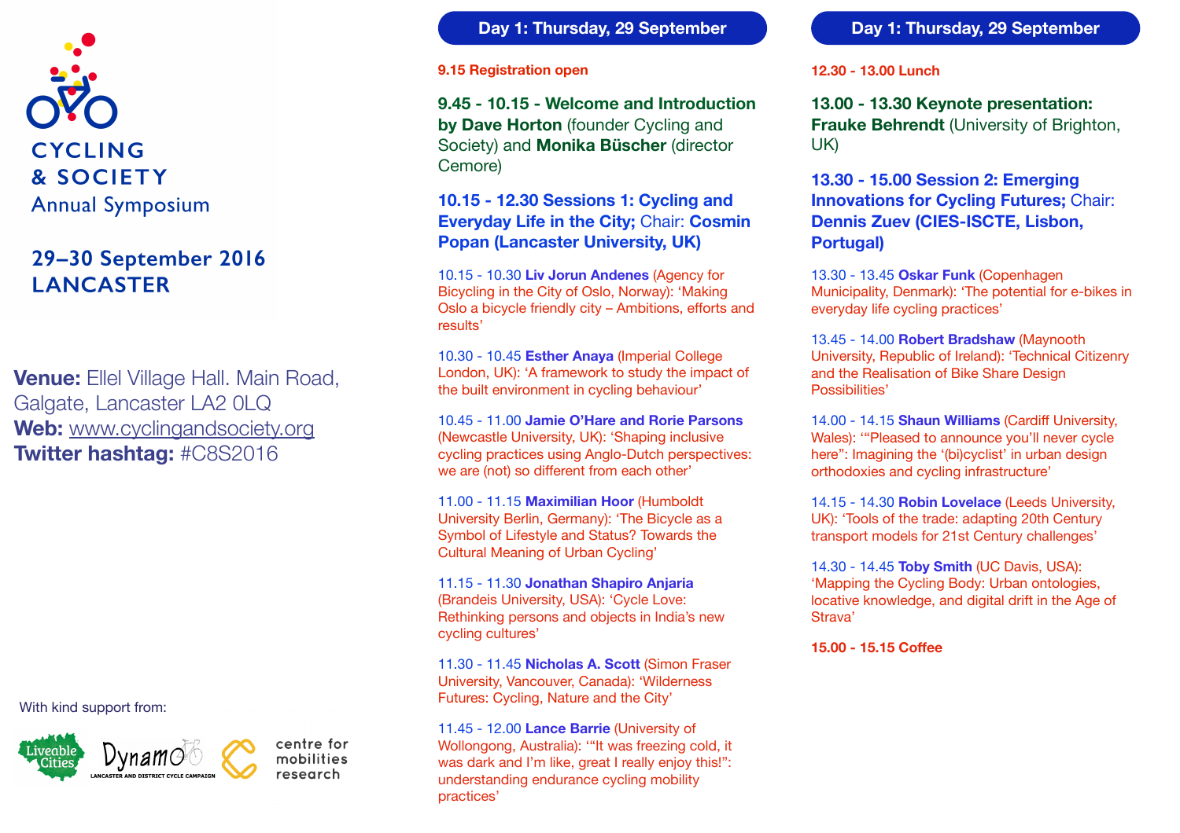# CYCLING & SOCIETY

Annual Symposium

## 29–30 September 2016 LANCASTER

**Venue:** Ellel Village Hall. Main Road, Galgate, Lancaster LA2 0LQ
**Web:** www.cyclingandsociety.org
**Twitter hashtag:** #C8S2016

With kind support from:

Liveable Cities · Dynamo (Lancaster and District Cycle Campaign) · centre for mobilities research

## Day 1: Thursday, 29 September

**9.15 Registration open**

**9.45 - 10.15 - Welcome and Introduction by Dave Horton** (founder Cycling and Society) and **Monika Büscher** (director Cemore)

### 10.15 - 12.30 Sessions 1: Cycling and Everyday Life in the City; Chair: Cosmin Popan (Lancaster University, UK)

10.15 - 10.30 **Liv Jorun Andenes** (Agency for Bicycling in the City of Oslo, Norway): 'Making Oslo a bicycle friendly city – Ambitions, efforts and results'

10.30 - 10.45 **Esther Anaya** (Imperial College London, UK): 'A framework to study the impact of the built environment in cycling behaviour'

10.45 - 11.00 **Jamie O'Hare and Rorie Parsons** (Newcastle University, UK): 'Shaping inclusive cycling practices using Anglo-Dutch perspectives: we are (not) so different from each other'

11.00 - 11.15 **Maximilian Hoor** (Humboldt University Berlin, Germany): 'The Bicycle as a Symbol of Lifestyle and Status? Towards the Cultural Meaning of Urban Cycling'

11.15 - 11.30 **Jonathan Shapiro Anjaria** (Brandeis University, USA): 'Cycle Love: Rethinking persons and objects in India's new cycling cultures'

11.30 - 11.45 **Nicholas A. Scott** (Simon Fraser University, Vancouver, Canada): 'Wilderness Futures: Cycling, Nature and the City'

11.45 - 12.00 **Lance Barrie** (University of Wollongong, Australia): '"It was freezing cold, it was dark and I'm like, great I really enjoy this!": understanding endurance cycling mobility practices'

## Day 1: Thursday, 29 September

**12.30 - 13.00 Lunch**

**13.00 - 13.30 Keynote presentation: Frauke Behrendt** (University of Brighton, UK)

### 13.30 - 15.00 Session 2: Emerging Innovations for Cycling Futures; Chair: Dennis Zuev (CIES-ISCTE, Lisbon, Portugal)

13.30 - 13.45 **Oskar Funk** (Copenhagen Municipality, Denmark): 'The potential for e-bikes in everyday life cycling practices'

13.45 - 14.00 **Robert Bradshaw** (Maynooth University, Republic of Ireland): 'Technical Citizenry and the Realisation of Bike Share Design Possibilities'

14.00 - 14.15 **Shaun Williams** (Cardiff University, Wales): '"Pleased to announce you'll never cycle here": Imagining the '(bi)cyclist' in urban design orthodoxies and cycling infrastructure'

14.15 - 14.30 **Robin Lovelace** (Leeds University, UK): 'Tools of the trade: adapting 20th Century transport models for 21st Century challenges'

14.30 - 14.45 **Toby Smith** (UC Davis, USA): 'Mapping the Cycling Body: Urban ontologies, locative knowledge, and digital drift in the Age of Strava'

**15.00 - 15.15 Coffee**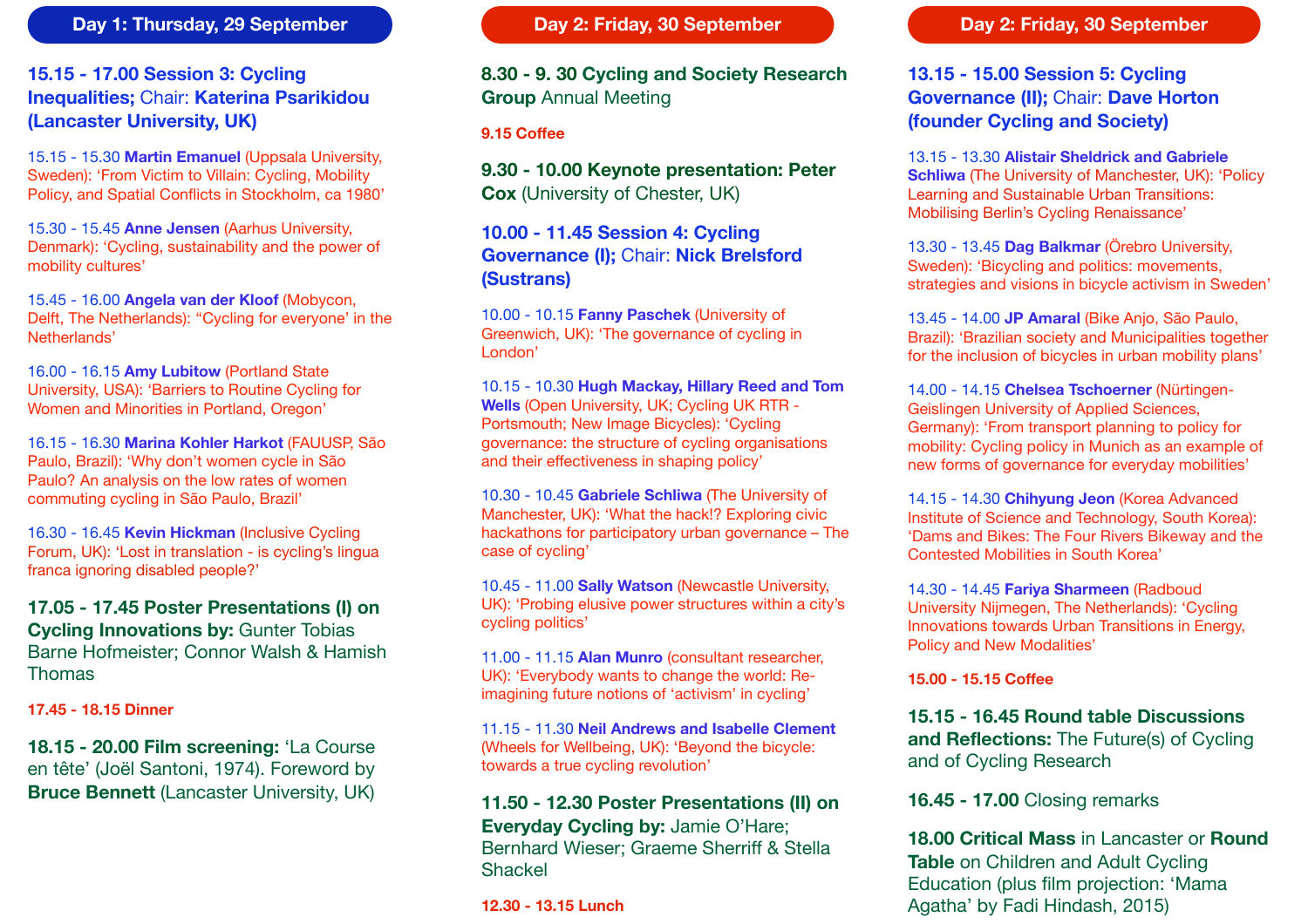## Day 1: Thursday, 29 September

### 15.15 - 17.00 Session 3: Cycling Inequalities; Chair: Katerina Psarikidou (Lancaster University, UK)

15.15 - 15.30 **Martin Emanuel** (Uppsala University, Sweden): 'From Victim to Villain: Cycling, Mobility Policy, and Spatial Conflicts in Stockholm, ca 1980'

15.30 - 15.45 **Anne Jensen** (Aarhus University, Denmark): 'Cycling, sustainability and the power of mobility cultures'

15.45 - 16.00 **Angela van der Kloof** (Mobycon, Delft, The Netherlands): ''Cycling for everyone' in the Netherlands'

16.00 - 16.15 **Amy Lubitow** (Portland State University, USA): 'Barriers to Routine Cycling for Women and Minorities in Portland, Oregon'

16.15 - 16.30 **Marina Kohler Harkot** (FAUUSP, São Paulo, Brazil): 'Why don't women cycle in São Paulo? An analysis on the low rates of women commuting cycling in São Paulo, Brazil'

16.30 - 16.45 **Kevin Hickman** (Inclusive Cycling Forum, UK): 'Lost in translation - is cycling's lingua franca ignoring disabled people?'

**17.05 - 17.45 Poster Presentations (I) on Cycling Innovations by:** Gunter Tobias Barne Hofmeister; Connor Walsh & Hamish Thomas

**17.45 - 18.15 Dinner**

**18.15 - 20.00 Film screening:** 'La Course en tête' (Joël Santoni, 1974). Foreword by **Bruce Bennett** (Lancaster University, UK)

## Day 2: Friday, 30 September

**8.30 - 9. 30 Cycling and Society Research Group** Annual Meeting

**9.15 Coffee**

**9.30 - 10.00 Keynote presentation: Peter Cox** (University of Chester, UK)

### 10.00 - 11.45 Session 4: Cycling Governance (I); Chair: Nick Brelsford (Sustrans)

10.00 - 10.15 **Fanny Paschek** (University of Greenwich, UK): 'The governance of cycling in London'

10.15 - 10.30 **Hugh Mackay, Hillary Reed and Tom Wells** (Open University, UK; Cycling UK RTR - Portsmouth; New Image Bicycles): 'Cycling governance: the structure of cycling organisations and their effectiveness in shaping policy'

10.30 - 10.45 **Gabriele Schliwa** (The University of Manchester, UK): 'What the hack!? Exploring civic hackathons for participatory urban governance – The case of cycling'

10.45 - 11.00 **Sally Watson** (Newcastle University, UK): 'Probing elusive power structures within a city's cycling politics'

11.00 - 11.15 **Alan Munro** (consultant researcher, UK): 'Everybody wants to change the world: Re-imagining future notions of 'activism' in cycling'

11.15 - 11.30 **Neil Andrews and Isabelle Clement** (Wheels for Wellbeing, UK): 'Beyond the bicycle: towards a true cycling revolution'

**11.50 - 12.30 Poster Presentations (II) on Everyday Cycling by:** Jamie O'Hare; Bernhard Wieser; Graeme Sherriff & Stella Shackel

**12.30 - 13.15 Lunch**

## Day 2: Friday, 30 September

### 13.15 - 15.00 Session 5: Cycling Governance (II); Chair: Dave Horton (founder Cycling and Society)

13.15 - 13.30 **Alistair Sheldrick and Gabriele Schliwa** (The University of Manchester, UK): 'Policy Learning and Sustainable Urban Transitions: Mobilising Berlin's Cycling Renaissance'

13.30 - 13.45 **Dag Balkmar** (Örebro University, Sweden): 'Bicycling and politics: movements, strategies and visions in bicycle activism in Sweden'

13.45 - 14.00 **JP Amaral** (Bike Anjo, São Paulo, Brazil): 'Brazilian society and Municipalities together for the inclusion of bicycles in urban mobility plans'

14.00 - 14.15 **Chelsea Tschoerner** (Nürtingen-Geislingen University of Applied Sciences, Germany): 'From transport planning to policy for mobility: Cycling policy in Munich as an example of new forms of governance for everyday mobilities'

14.15 - 14.30 **Chihyung Jeon** (Korea Advanced Institute of Science and Technology, South Korea): 'Dams and Bikes: The Four Rivers Bikeway and the Contested Mobilities in South Korea'

14.30 - 14.45 **Fariya Sharmeen** (Radboud University Nijmegen, The Netherlands): 'Cycling Innovations towards Urban Transitions in Energy, Policy and New Modalities'

**15.00 - 15.15 Coffee**

**15.15 - 16.45 Round table Discussions and Reflections:** The Future(s) of Cycling and of Cycling Research

**16.45 - 17.00** Closing remarks

**18.00 Critical Mass** in Lancaster or **Round Table** on Children and Adult Cycling Education (plus film projection: 'Mama Agatha' by Fadi Hindash, 2015)